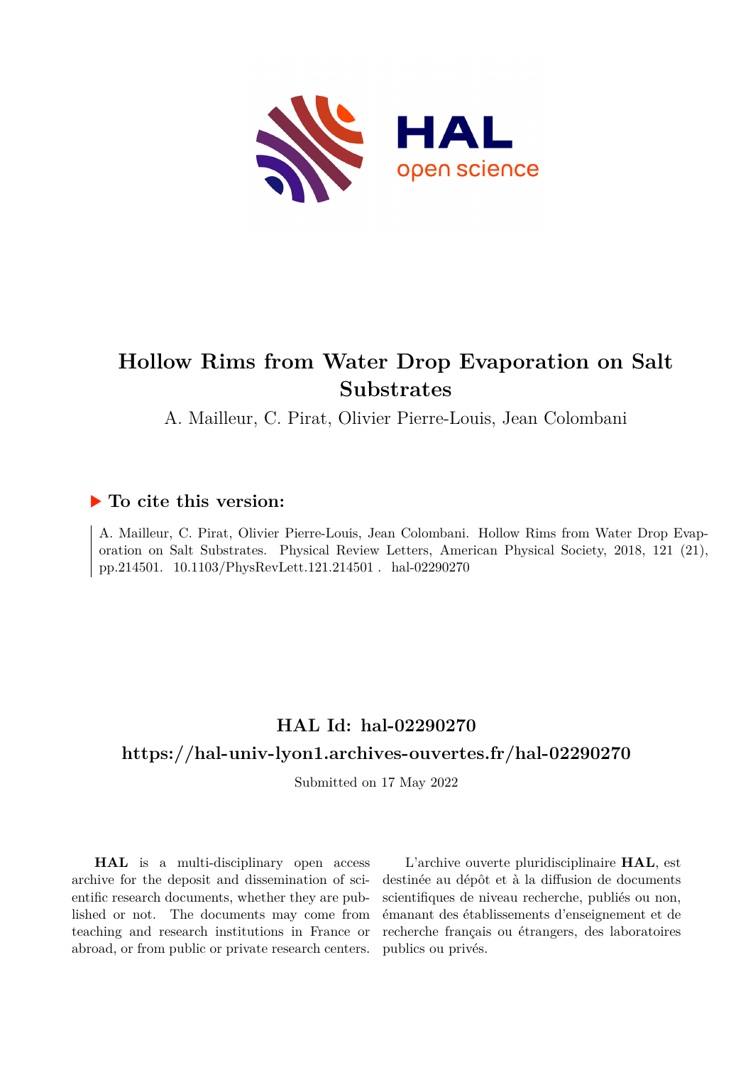# Hollow Rims from Water Drop Evaporation on Salt Substrates

A. Mailleur, C. Pirat, Olivier Pierre-Louis, Jean Colombani

## ▶ To cite this version:

A. Mailleur, C. Pirat, Olivier Pierre-Louis, Jean Colombani. Hollow Rims from Water Drop Evaporation on Salt Substrates. Physical Review Letters, American Physical Society, 2018, 121 (21), pp.214501. 10.1103/PhysRevLett.121.214501. hal-02290270

## HAL Id: hal-02290270

## https://hal-univ-lyon1.archives-ouvertes.fr/hal-02290270

Submitted on 17 May 2022

**HAL** is a multi-disciplinary open access archive for the deposit and dissemination of scientific research documents, whether they are published or not. The documents may come from teaching and research institutions in France or abroad, or from public or private research centers.

L'archive ouverte pluridisciplinaire **HAL**, est destinée au dépôt et à la diffusion de documents scientifiques de niveau recherche, publiés ou non, émanant des établissements d'enseignement et de recherche français ou étrangers, des laboratoires publics ou privés.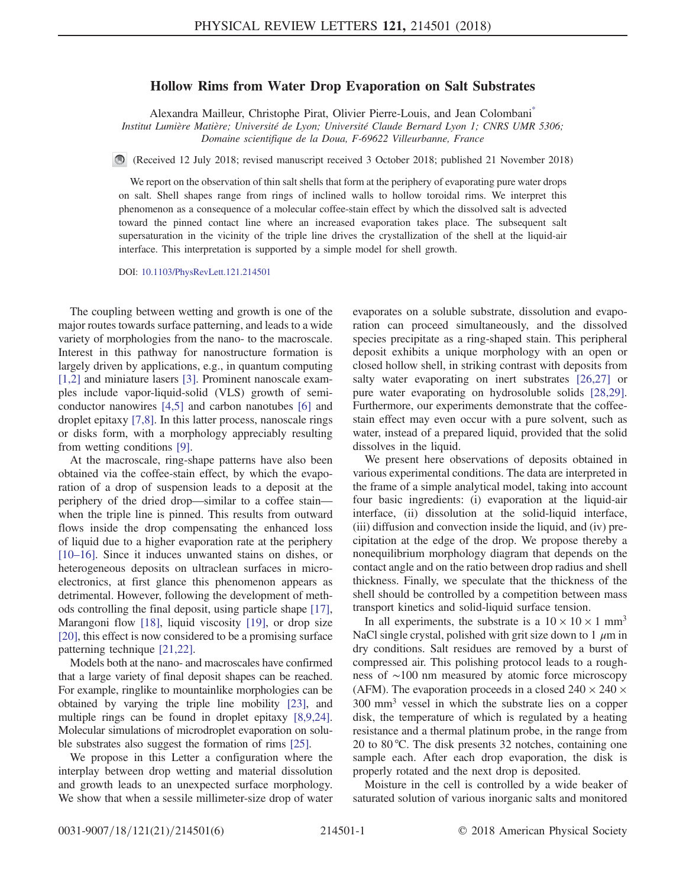# Hollow Rims from Water Drop Evaporation on Salt Substrates

Alexandra Mailleur, Christophe Pirat, Olivier Pierre-Louis, and Jean Colombani*

*Institut Lumière Matière; Université de Lyon; Université Claude Bernard Lyon 1; CNRS UMR 5306; Domaine scientifique de la Doua, F-69622 Villeurbanne, France*

(Received 12 July 2018; revised manuscript received 3 October 2018; published 21 November 2018)

We report on the observation of thin salt shells that form at the periphery of evaporating pure water drops on salt. Shell shapes range from rings of inclined walls to hollow toroidal rims. We interpret this phenomenon as a consequence of a molecular coffee-stain effect by which the dissolved salt is advected toward the pinned contact line where an increased evaporation takes place. The subsequent salt supersaturation in the vicinity of the triple line drives the crystallization of the shell at the liquid-air interface. This interpretation is supported by a simple model for shell growth.

DOI: 10.1103/PhysRevLett.121.214501

The coupling between wetting and growth is one of the major routes towards surface patterning, and leads to a wide variety of morphologies from the nano- to the macroscale. Interest in this pathway for nanostructure formation is largely driven by applications, e.g., in quantum computing [1,2] and miniature lasers [3]. Prominent nanoscale examples include vapor-liquid-solid (VLS) growth of semiconductor nanowires [4,5] and carbon nanotubes [6] and droplet epitaxy [7,8]. In this latter process, nanoscale rings or disks form, with a morphology appreciably resulting from wetting conditions [9].

At the macroscale, ring-shape patterns have also been obtained via the coffee-stain effect, by which the evaporation of a drop of suspension leads to a deposit at the periphery of the dried drop—similar to a coffee stain—when the triple line is pinned. This results from outward flows inside the drop compensating the enhanced loss of liquid due to a higher evaporation rate at the periphery [10–16]. Since it induces unwanted stains on dishes, or heterogeneous deposits on ultraclean surfaces in microelectronics, at first glance this phenomenon appears as detrimental. However, following the development of methods controlling the final deposit, using particle shape [17], Marangoni flow [18], liquid viscosity [19], or drop size [20], this effect is now considered to be a promising surface patterning technique [21,22].

Models both at the nano- and macroscales have confirmed that a large variety of final deposit shapes can be reached. For example, ringlike to mountainlike morphologies can be obtained by varying the triple line mobility [23], and multiple rings can be found in droplet epitaxy [8,9,24]. Molecular simulations of microdroplet evaporation on soluble substrates also suggest the formation of rims [25].

We propose in this Letter a configuration where the interplay between drop wetting and material dissolution and growth leads to an unexpected surface morphology. We show that when a sessile millimeter-size drop of water evaporates on a soluble substrate, dissolution and evaporation can proceed simultaneously, and the dissolved species precipitate as a ring-shaped stain. This peripheral deposit exhibits a unique morphology with an open or closed hollow shell, in striking contrast with deposits from salty water evaporating on inert substrates [26,27] or pure water evaporating on hydrosoluble solids [28,29]. Furthermore, our experiments demonstrate that the coffee-stain effect may even occur with a pure solvent, such as water, instead of a prepared liquid, provided that the solid dissolves in the liquid.

We present here observations of deposits obtained in various experimental conditions. The data are interpreted in the frame of a simple analytical model, taking into account four basic ingredients: (i) evaporation at the liquid-air interface, (ii) dissolution at the solid-liquid interface, (iii) diffusion and convection inside the liquid, and (iv) precipitation at the edge of the drop. We propose thereby a nonequilibrium morphology diagram that depends on the contact angle and on the ratio between drop radius and shell thickness. Finally, we speculate that the thickness of the shell should be controlled by a competition between mass transport kinetics and solid-liquid surface tension.

In all experiments, the substrate is a $10 \times 10 \times 1$ mm$^3$ NaCl single crystal, polished with grit size down to 1 $\mu$m in dry conditions. Salt residues are removed by a burst of compressed air. This polishing protocol leads to a roughness of $\sim$100 nm measured by atomic force microscopy (AFM). The evaporation proceeds in a closed $240 \times 240 \times 300$ mm$^3$ vessel in which the substrate lies on a copper disk, the temperature of which is regulated by a heating resistance and a thermal platinum probe, in the range from 20 to 80 °C. The disk presents 32 notches, containing one sample each. After each drop evaporation, the disk is properly rotated and the next drop is deposited.

Moisture in the cell is controlled by a wide beaker of saturated solution of various inorganic salts and monitored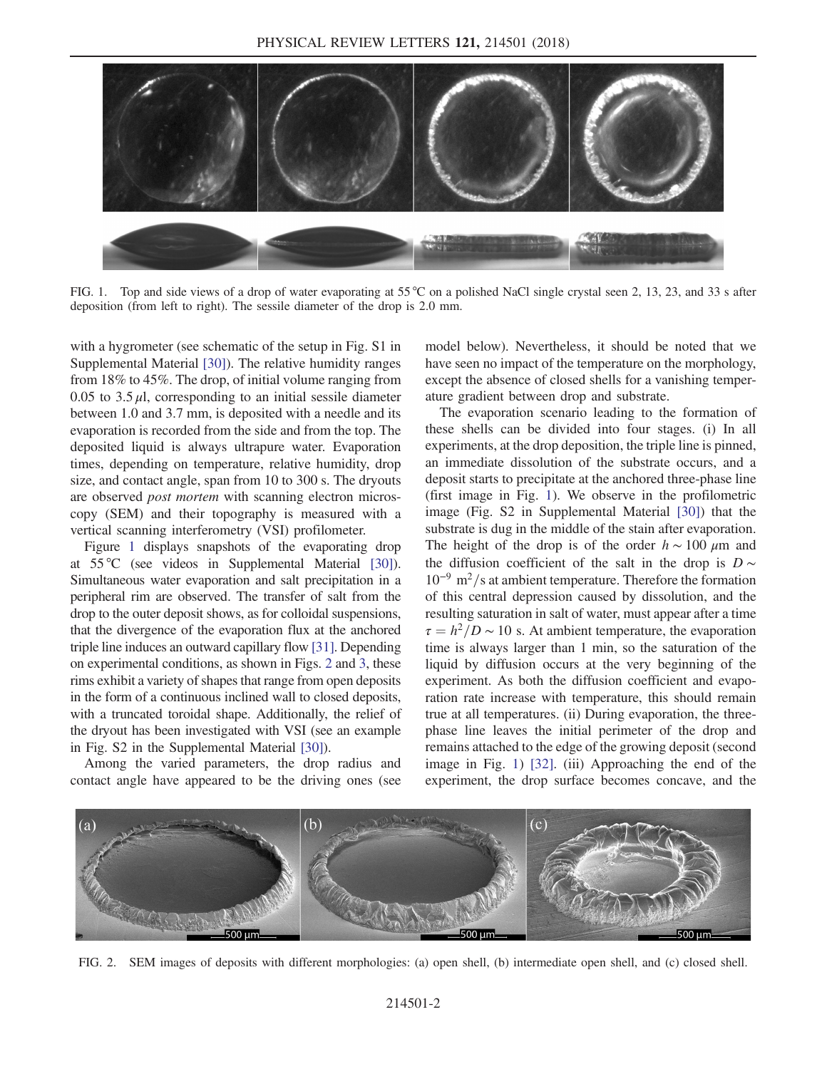FIG. 1. Top and side views of a drop of water evaporating at 55 °C on a polished NaCl single crystal seen 2, 13, 23, and 33 s after deposition (from left to right). The sessile diameter of the drop is 2.0 mm.

with a hygrometer (see schematic of the setup in Fig. S1 in Supplemental Material [30]). The relative humidity ranges from 18% to 45%. The drop, of initial volume ranging from 0.05 to 3.5 $\mu$l, corresponding to an initial sessile diameter between 1.0 and 3.7 mm, is deposited with a needle and its evaporation is recorded from the side and from the top. The deposited liquid is always ultrapure water. Evaporation times, depending on temperature, relative humidity, drop size, and contact angle, span from 10 to 300 s. The dryouts are observed *post mortem* with scanning electron microscopy (SEM) and their topography is measured with a vertical scanning interferometry (VSI) profilometer.

Figure 1 displays snapshots of the evaporating drop at 55 °C (see videos in Supplemental Material [30]). Simultaneous water evaporation and salt precipitation in a peripheral rim are observed. The transfer of salt from the drop to the outer deposit shows, as for colloidal suspensions, that the divergence of the evaporation flux at the anchored triple line induces an outward capillary flow [31]. Depending on experimental conditions, as shown in Figs. 2 and 3, these rims exhibit a variety of shapes that range from open deposits in the form of a continuous inclined wall to closed deposits, with a truncated toroidal shape. Additionally, the relief of the dryout has been investigated with VSI (see an example in Fig. S2 in the Supplemental Material [30]).

Among the varied parameters, the drop radius and contact angle have appeared to be the driving ones (see model below). Nevertheless, it should be noted that we have seen no impact of the temperature on the morphology, except the absence of closed shells for a vanishing temperature gradient between drop and substrate.

The evaporation scenario leading to the formation of these shells can be divided into four stages. (i) In all experiments, at the drop deposition, the triple line is pinned, an immediate dissolution of the substrate occurs, and a deposit starts to precipitate at the anchored three-phase line (first image in Fig. 1). We observe in the profilometric image (Fig. S2 in Supplemental Material [30]) that the substrate is dug in the middle of the stain after evaporation. The height of the drop is of the order $h \sim 100\ \mu$m and the diffusion coefficient of the salt in the drop is $D \sim 10^{-9}\ \mathrm{m}^2/\mathrm{s}$ at ambient temperature. Therefore the formation of this central depression caused by dissolution, and the resulting saturation in salt of water, must appear after a time $\tau = h^2/D \sim 10$ s. At ambient temperature, the evaporation time is always larger than 1 min, so the saturation of the liquid by diffusion occurs at the very beginning of the experiment. As both the diffusion coefficient and evaporation rate increase with temperature, this should remain true at all temperatures. (ii) During evaporation, the three-phase line leaves the initial perimeter of the drop and remains attached to the edge of the growing deposit (second image in Fig. 1) [32]. (iii) Approaching the end of the experiment, the drop surface becomes concave, and the

FIG. 2. SEM images of deposits with different morphologies: (a) open shell, (b) intermediate open shell, and (c) closed shell.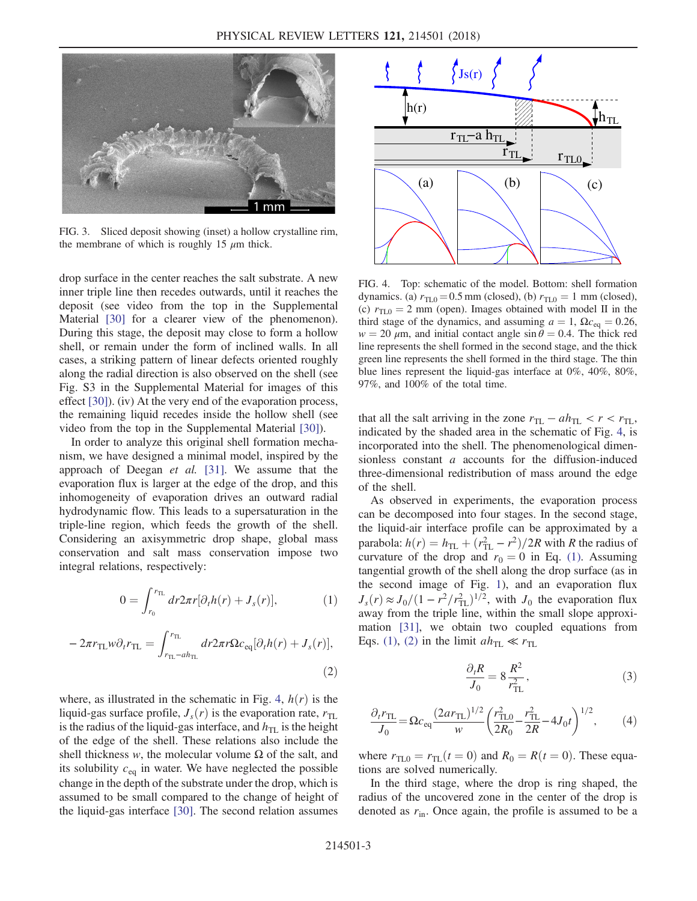FIG. 3. Sliced deposit showing (inset) a hollow crystalline rim, the membrane of which is roughly 15 $\mu$m thick.

FIG. 4. Top: schematic of the model. Bottom: shell formation dynamics. (a) $r_{\rm TL0} = 0.5$ mm (closed), (b) $r_{\rm TL0} = 1$ mm (closed), (c) $r_{\rm TL0} = 2$ mm (open). Images obtained with model II in the third stage of the dynamics, and assuming $a = 1$, $\Omega c_{\rm eq} = 0.26$, $w = 20$ $\mu$m, and initial contact angle $\sin\theta = 0.4$. The thick red line represents the shell formed in the second stage, and the thick green line represents the shell formed in the third stage. The thin blue lines represent the liquid-gas interface at 0%, 40%, 80%, 97%, and 100% of the total time.

drop surface in the center reaches the salt substrate. A new inner triple line then recedes outwards, until it reaches the deposit (see video from the top in the Supplemental Material [30] for a clearer view of the phenomenon). During this stage, the deposit may close to form a hollow shell, or remain under the form of inclined walls. In all cases, a striking pattern of linear defects oriented roughly along the radial direction is also observed on the shell (see Fig. S3 in the Supplemental Material for images of this effect [30]). (iv) At the very end of the evaporation process, the remaining liquid recedes inside the hollow shell (see video from the top in the Supplemental Material [30]).

In order to analyze this original shell formation mechanism, we have designed a minimal model, inspired by the approach of Deegan *et al.* [31]. We assume that the evaporation flux is larger at the edge of the drop, and this inhomogeneity of evaporation drives an outward radial hydrodynamic flow. This leads to a supersaturation in the triple-line region, which feeds the growth of the shell. Considering an axisymmetric drop shape, global mass conservation and salt mass conservation impose two integral relations, respectively:

$$0 = \int_{r_0}^{r_{\rm TL}} dr 2\pi r[\partial_t h(r) + J_s(r)], \tag{1}$$

$$-2\pi r_{\rm TL} w \partial_t r_{\rm TL} = \int_{r_{\rm TL}-a h_{\rm TL}}^{r_{\rm TL}} dr 2\pi r \Omega c_{\rm eq}[\partial_t h(r) + J_s(r)], \tag{2}$$

where, as illustrated in the schematic in Fig. 4, $h(r)$ is the liquid-gas surface profile, $J_s(r)$ is the evaporation rate, $r_{\rm TL}$ is the radius of the liquid-gas interface, and $h_{\rm TL}$ is the height of the edge of the shell. These relations also include the shell thickness $w$, the molecular volume $\Omega$ of the salt, and its solubility $c_{\rm eq}$ in water. We have neglected the possible change in the depth of the substrate under the drop, which is assumed to be small compared to the change of height of the liquid-gas interface [30]. The second relation assumes that all the salt arriving in the zone $r_{\rm TL} - a h_{\rm TL} < r < r_{\rm TL}$, indicated by the shaded area in the schematic of Fig. 4, is incorporated into the shell. The phenomenological dimensionless constant $a$ accounts for the diffusion-induced three-dimensional redistribution of mass around the edge of the shell.

As observed in experiments, the evaporation process can be decomposed into four stages. In the second stage, the liquid-air interface profile can be approximated by a parabola: $h(r) = h_{\rm TL} + (r_{\rm TL}^2 - r^2)/2R$ with $R$ the radius of curvature of the drop and $r_0 = 0$ in Eq. (1). Assuming tangential growth of the shell along the drop surface (as in the second image of Fig. 1), and an evaporation flux $J_s(r) \approx J_0/(1 - r^2/r_{\rm TL}^2)^{1/2}$, with $J_0$ the evaporation flux away from the triple line, within the small slope approximation [31], we obtain two coupled equations from Eqs. (1), (2) in the limit $a h_{\rm TL} \ll r_{\rm TL}$

$$\frac{\partial_t R}{J_0} = 8\frac{R^2}{r_{\rm TL}^2}, \tag{3}$$

$$\frac{\partial_t r_{\rm TL}}{J_0} = \Omega c_{\rm eq}\frac{(2 a r_{\rm TL})^{1/2}}{w}\left(\frac{r_{\rm TL0}^2}{2R_0} - \frac{r_{\rm TL}^2}{2R} - 4J_0 t\right)^{1/2}, \tag{4}$$

where $r_{\rm TL0} = r_{\rm TL}(t=0)$ and $R_0 = R(t=0)$. These equations are solved numerically.

In the third stage, where the drop is ring shaped, the radius of the uncovered zone in the center of the drop is denoted as $r_{\rm in}$. Once again, the profile is assumed to be a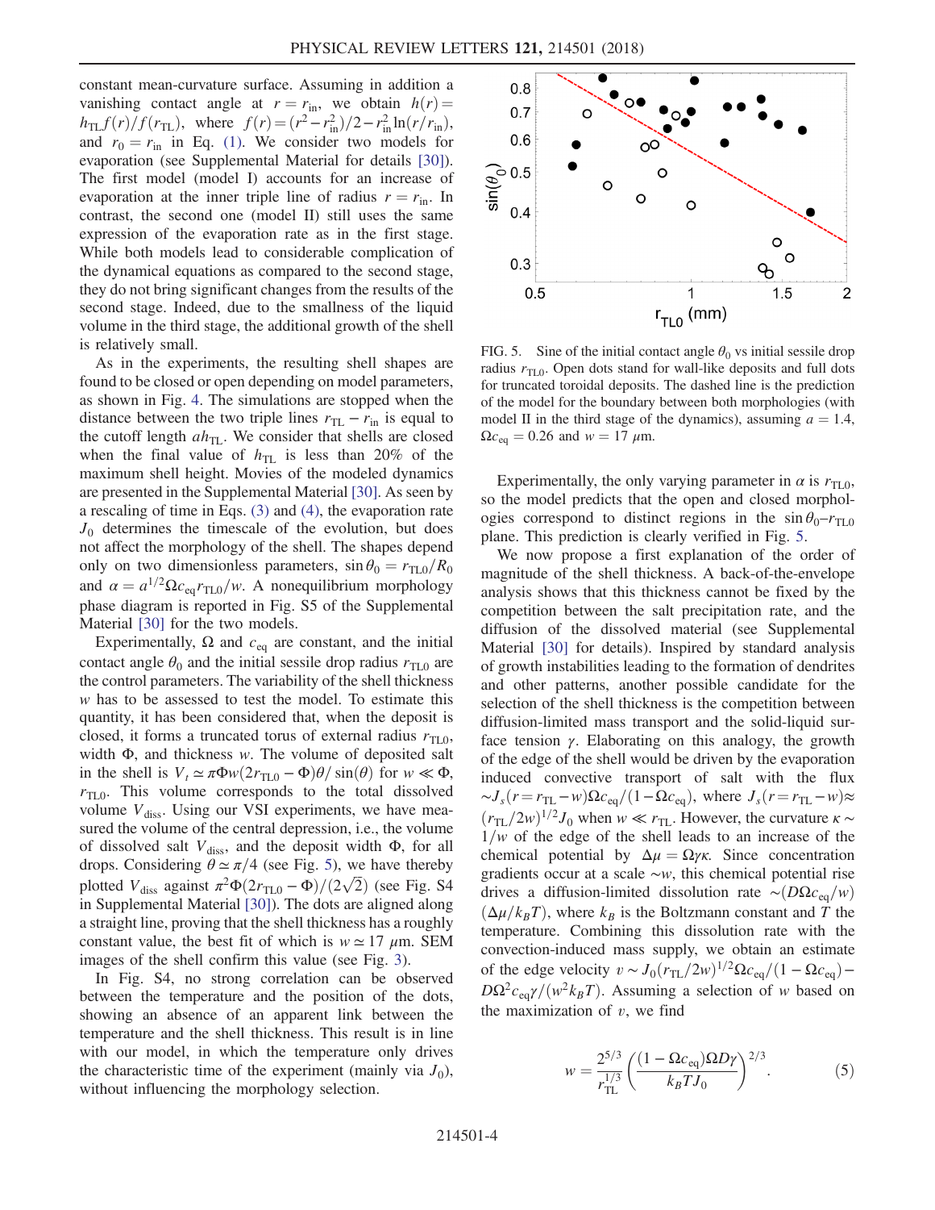constant mean-curvature surface. Assuming in addition a vanishing contact angle at $r = r_{\rm in}$, we obtain $h(r) = h_{\rm TL} f(r)/f(r_{\rm TL})$, where $f(r) = (r^2 - r_{\rm in}^2)/2 - r_{\rm in}^2 \ln(r/r_{\rm in})$, and $r_0 = r_{\rm in}$ in Eq. (1). We consider two models for evaporation (see Supplemental Material for details [30]). The first model (model I) accounts for an increase of evaporation at the inner triple line of radius $r = r_{\rm in}$. In contrast, the second one (model II) still uses the same expression of the evaporation rate as in the first stage. While both models lead to considerable complication of the dynamical equations as compared to the second stage, they do not bring significant changes from the results of the second stage. Indeed, due to the smallness of the liquid volume in the third stage, the additional growth of the shell is relatively small.

As in the experiments, the resulting shell shapes are found to be closed or open depending on model parameters, as shown in Fig. 4. The simulations are stopped when the distance between the two triple lines $r_{\rm TL} - r_{\rm in}$ is equal to the cutoff length $a h_{\rm TL}$. We consider that shells are closed when the final value of $h_{\rm TL}$ is less than 20% of the maximum shell height. Movies of the modeled dynamics are presented in the Supplemental Material [30]. As seen by a rescaling of time in Eqs. (3) and (4), the evaporation rate $J_0$ determines the timescale of the evolution, but does not affect the morphology of the shell. The shapes depend only on two dimensionless parameters, $\sin\theta_0 = r_{\rm TL0}/R_0$ and $\alpha = a^{1/2}\Omega c_{\rm eq} r_{\rm TL0}/w$. A nonequilibrium morphology phase diagram is reported in Fig. S5 of the Supplemental Material [30] for the two models.

Experimentally, $\Omega$ and $c_{\rm eq}$ are constant, and the initial contact angle $\theta_0$ and the initial sessile drop radius $r_{\rm TL0}$ are the control parameters. The variability of the shell thickness $w$ has to be assessed to test the model. To estimate this quantity, it has been considered that, when the deposit is closed, it forms a truncated torus of external radius $r_{\rm TL0}$, width $\Phi$, and thickness $w$. The volume of deposited salt in the shell is $V_t \simeq \pi\Phi w(2r_{\rm TL0} - \Phi)\theta/\sin(\theta)$ for $w \ll \Phi$, $r_{\rm TL0}$. This volume corresponds to the total dissolved volume $V_{\rm diss}$. Using our VSI experiments, we have measured the volume of the central depression, i.e., the volume of dissolved salt $V_{\rm diss}$, and the deposit width $\Phi$, for all drops. Considering $\theta \simeq \pi/4$ (see Fig. 5), we have thereby plotted $V_{\rm diss}$ against $\pi^2\Phi(2r_{\rm TL0} - \Phi)/(2\sqrt{2})$ (see Fig. S4 in Supplemental Material [30]). The dots are aligned along a straight line, proving that the shell thickness has a roughly constant value, the best fit of which is $w \simeq 17\ \mu$m. SEM images of the shell confirm this value (see Fig. 3).

In Fig. S4, no strong correlation can be observed between the temperature and the position of the dots, showing an absence of an apparent link between the temperature and the shell thickness. This result is in line with our model, in which the temperature only drives the characteristic time of the experiment (mainly via $J_0$), without influencing the morphology selection.

FIG. 5. Sine of the initial contact angle $\theta_0$ vs initial sessile drop radius $r_{\rm TL0}$. Open dots stand for wall-like deposits and full dots for truncated toroidal deposits. The dashed line is the prediction of the model for the boundary between both morphologies (with model II in the third stage of the dynamics), assuming $a = 1.4$, $\Omega c_{\rm eq} = 0.26$ and $w = 17\ \mu$m.

Experimentally, the only varying parameter in $\alpha$ is $r_{\rm TL0}$, so the model predicts that the open and closed morphologies correspond to distinct regions in the $\sin\theta_0$–$r_{\rm TL0}$ plane. This prediction is clearly verified in Fig. 5.

We now propose a first explanation of the order of magnitude of the shell thickness. A back-of-the-envelope analysis shows that this thickness cannot be fixed by the competition between the salt precipitation rate, and the diffusion of the dissolved material (see Supplemental Material [30] for details). Inspired by standard analysis of growth instabilities leading to the formation of dendrites and other patterns, another possible candidate for the selection of the shell thickness is the competition between diffusion-limited mass transport and the solid-liquid surface tension $\gamma$. Elaborating on this analogy, the growth of the edge of the shell would be driven by the evaporation induced convective transport of salt with the flux $\sim J_s(r = r_{\rm TL} - w)\Omega c_{\rm eq}/(1 - \Omega c_{\rm eq})$, where $J_s(r = r_{\rm TL} - w) \approx (r_{\rm TL}/2w)^{1/2} J_0$ when $w \ll r_{\rm TL}$. However, the curvature $\kappa \sim 1/w$ of the edge of the shell leads to an increase of the chemical potential by $\Delta\mu = \Omega\gamma\kappa$. Since concentration gradients occur at a scale $\sim w$, this chemical potential rise drives a diffusion-limited dissolution rate $\sim (D\Omega c_{\rm eq}/w)(\Delta\mu/k_B T)$, where $k_B$ is the Boltzmann constant and $T$ the temperature. Combining this dissolution rate with the convection-induced mass supply, we obtain an estimate of the edge velocity $v \sim J_0(r_{\rm TL}/2w)^{1/2}\Omega c_{\rm eq}/(1 - \Omega c_{\rm eq}) - D\Omega^2 c_{\rm eq}\gamma/(w^2 k_B T)$. Assuming a selection of $w$ based on the maximization of $v$, we find

$$w = \frac{2^{5/3}}{r_{\rm TL}^{1/3}} \left( \frac{(1 - \Omega c_{\rm eq})\Omega D\gamma}{k_B T J_0} \right)^{2/3}. \tag{5}$$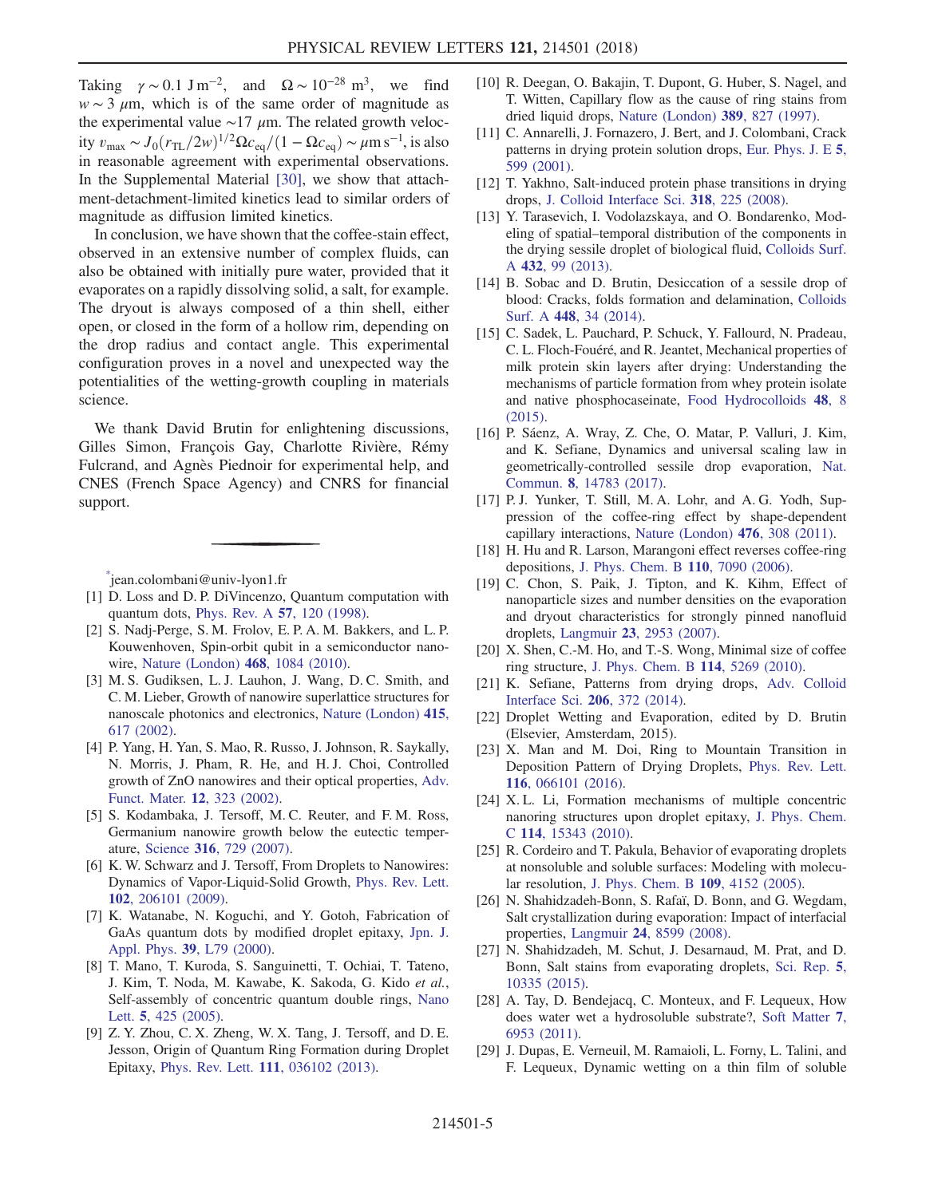Taking $\gamma \sim 0.1\ \mathrm{J\,m^{-2}}$, and $\Omega \sim 10^{-28}\ \mathrm{m^3}$, we find $w \sim 3\ \mu\mathrm{m}$, which is of the same order of magnitude as the experimental value $\sim 17\ \mu\mathrm{m}$. The related growth velocity $v_{\max} \sim J_0 (r_{\mathrm{TL}}/2w)^{1/2} \Omega c_{\mathrm{eq}}/(1 - \Omega c_{\mathrm{eq}}) \sim \mu\mathrm{m\,s^{-1}}$, is also in reasonable agreement with experimental observations. In the Supplemental Material [30], we show that attachment-detachment-limited kinetics lead to similar orders of magnitude as diffusion limited kinetics.

In conclusion, we have shown that the coffee-stain effect, observed in an extensive number of complex fluids, can also be obtained with initially pure water, provided that it evaporates on a rapidly dissolving solid, a salt, for example. The dryout is always composed of a thin shell, either open, or closed in the form of a hollow rim, depending on the drop radius and contact angle. This experimental configuration proves in a novel and unexpected way the potentialities of the wetting-growth coupling in materials science.

We thank David Brutin for enlightening discussions, Gilles Simon, François Gay, Charlotte Rivière, Rémy Fulcrand, and Agnès Piednoir for experimental help, and CNES (French Space Agency) and CNRS for financial support.

---

[*] jean.colombani@univ-lyon1.fr

[1] D. Loss and D. P. DiVincenzo, Quantum computation with quantum dots, Phys. Rev. A **57**, 120 (1998).

[2] S. Nadj-Perge, S. M. Frolov, E. P. A. M. Bakkers, and L. P. Kouwenhoven, Spin-orbit qubit in a semiconductor nanowire, Nature (London) **468**, 1084 (2010).

[3] M. S. Gudiksen, L. J. Lauhon, J. Wang, D. C. Smith, and C. M. Lieber, Growth of nanowire superlattice structures for nanoscale photonics and electronics, Nature (London) **415**, 617 (2002).

[4] P. Yang, H. Yan, S. Mao, R. Russo, J. Johnson, R. Saykally, N. Morris, J. Pham, R. He, and H. J. Choi, Controlled growth of ZnO nanowires and their optical properties, Adv. Funct. Mater. **12**, 323 (2002).

[5] S. Kodambaka, J. Tersoff, M. C. Reuter, and F. M. Ross, Germanium nanowire growth below the eutectic temperature, Science **316**, 729 (2007).

[6] K. W. Schwarz and J. Tersoff, From Droplets to Nanowires: Dynamics of Vapor-Liquid-Solid Growth, Phys. Rev. Lett. **102**, 206101 (2009).

[7] K. Watanabe, N. Koguchi, and Y. Gotoh, Fabrication of GaAs quantum dots by modified droplet epitaxy, Jpn. J. Appl. Phys. **39**, L79 (2000).

[8] T. Mano, T. Kuroda, S. Sanguinetti, T. Ochiai, T. Tateno, J. Kim, T. Noda, M. Kawabe, K. Sakoda, G. Kido *et al.*, Self-assembly of concentric quantum double rings, Nano Lett. **5**, 425 (2005).

[9] Z. Y. Zhou, C. X. Zheng, W. X. Tang, J. Tersoff, and D. E. Jesson, Origin of Quantum Ring Formation during Droplet Epitaxy, Phys. Rev. Lett. **111**, 036102 (2013).

[10] R. Deegan, O. Bakajin, T. Dupont, G. Huber, S. Nagel, and T. Witten, Capillary flow as the cause of ring stains from dried liquid drops, Nature (London) **389**, 827 (1997).

[11] C. Annarelli, J. Fornazero, J. Bert, and J. Colombani, Crack patterns in drying protein solution drops, Eur. Phys. J. E **5**, 599 (2001).

[12] T. Yakhno, Salt-induced protein phase transitions in drying drops, J. Colloid Interface Sci. **318**, 225 (2008).

[13] Y. Tarasevich, I. Vodolazskaya, and O. Bondarenko, Modeling of spatial–temporal distribution of the components in the drying sessile droplet of biological fluid, Colloids Surf. A **432**, 99 (2013).

[14] B. Sobac and D. Brutin, Desiccation of a sessile drop of blood: Cracks, folds formation and delamination, Colloids Surf. A **448**, 34 (2014).

[15] C. Sadek, L. Pauchard, P. Schuck, Y. Fallourd, N. Pradeau, C. L. Floch-Fouéré, and R. Jeantet, Mechanical properties of milk protein skin layers after drying: Understanding the mechanisms of particle formation from whey protein isolate and native phosphocaseinate, Food Hydrocolloids **48**, 8 (2015).

[16] P. Sáenz, A. Wray, Z. Che, O. Matar, P. Valluri, J. Kim, and K. Sefiane, Dynamics and universal scaling law in geometrically-controlled sessile drop evaporation, Nat. Commun. **8**, 14783 (2017).

[17] P. J. Yunker, T. Still, M. A. Lohr, and A. G. Yodh, Suppression of the coffee-ring effect by shape-dependent capillary interactions, Nature (London) **476**, 308 (2011).

[18] H. Hu and R. Larson, Marangoni effect reverses coffee-ring depositions, J. Phys. Chem. B **110**, 7090 (2006).

[19] C. Chon, S. Paik, J. Tipton, and K. Kihm, Effect of nanoparticle sizes and number densities on the evaporation and dryout characteristics for strongly pinned nanofluid droplets, Langmuir **23**, 2953 (2007).

[20] X. Shen, C.-M. Ho, and T.-S. Wong, Minimal size of coffee ring structure, J. Phys. Chem. B **114**, 5269 (2010).

[21] K. Sefiane, Patterns from drying drops, Adv. Colloid Interface Sci. **206**, 372 (2014).

[22] Droplet Wetting and Evaporation, edited by D. Brutin (Elsevier, Amsterdam, 2015).

[23] X. Man and M. Doi, Ring to Mountain Transition in Deposition Pattern of Drying Droplets, Phys. Rev. Lett. **116**, 066101 (2016).

[24] X. L. Li, Formation mechanisms of multiple concentric nanoring structures upon droplet epitaxy, J. Phys. Chem. C **114**, 15343 (2010).

[25] R. Cordeiro and T. Pakula, Behavior of evaporating droplets at nonsoluble and soluble surfaces: Modeling with molecular resolution, J. Phys. Chem. B **109**, 4152 (2005).

[26] N. Shahidzadeh-Bonn, S. Rafaï, D. Bonn, and G. Wegdam, Salt crystallization during evaporation: Impact of interfacial properties, Langmuir **24**, 8599 (2008).

[27] N. Shahidzadeh, M. Schut, J. Desarnaud, M. Prat, and D. Bonn, Salt stains from evaporating droplets, Sci. Rep. **5**, 10335 (2015).

[28] A. Tay, D. Bendejacq, C. Monteux, and F. Lequeux, How does water wet a hydrosoluble substrate?, Soft Matter **7**, 6953 (2011).

[29] J. Dupas, E. Verneuil, M. Ramaioli, L. Forny, L. Talini, and F. Lequeux, Dynamic wetting on a thin film of soluble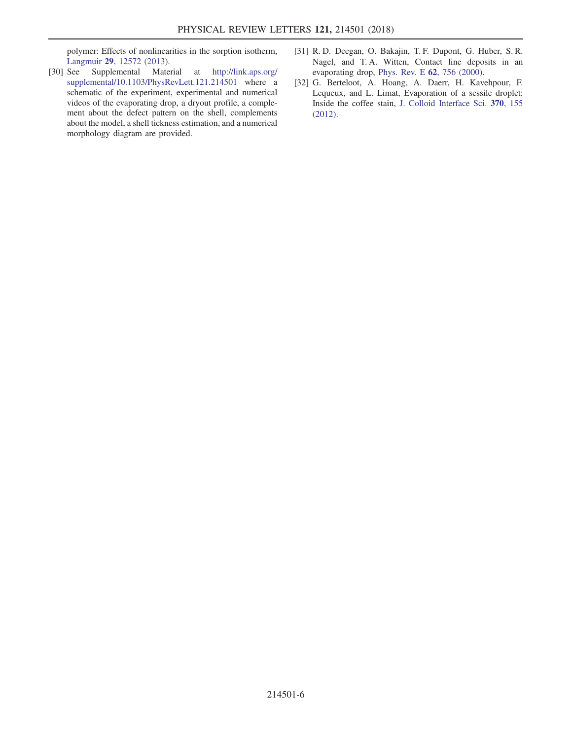polymer: Effects of nonlinearities in the sorption isotherm, Langmuir **29**, 12572 (2013).

[30] See Supplemental Material at http://link.aps.org/supplemental/10.1103/PhysRevLett.121.214501 where a schematic of the experiment, experimental and numerical videos of the evaporating drop, a dryout profile, a complement about the defect pattern on the shell, complements about the model, a shell tickness estimation, and a numerical morphology diagram are provided.

[31] R. D. Deegan, O. Bakajin, T. F. Dupont, G. Huber, S. R. Nagel, and T. A. Witten, Contact line deposits in an evaporating drop, Phys. Rev. E **62**, 756 (2000).

[32] G. Berteloot, A. Hoang, A. Daerr, H. Kavehpour, F. Lequeux, and L. Limat, Evaporation of a sessile droplet: Inside the coffee stain, J. Colloid Interface Sci. **370**, 155 (2012).